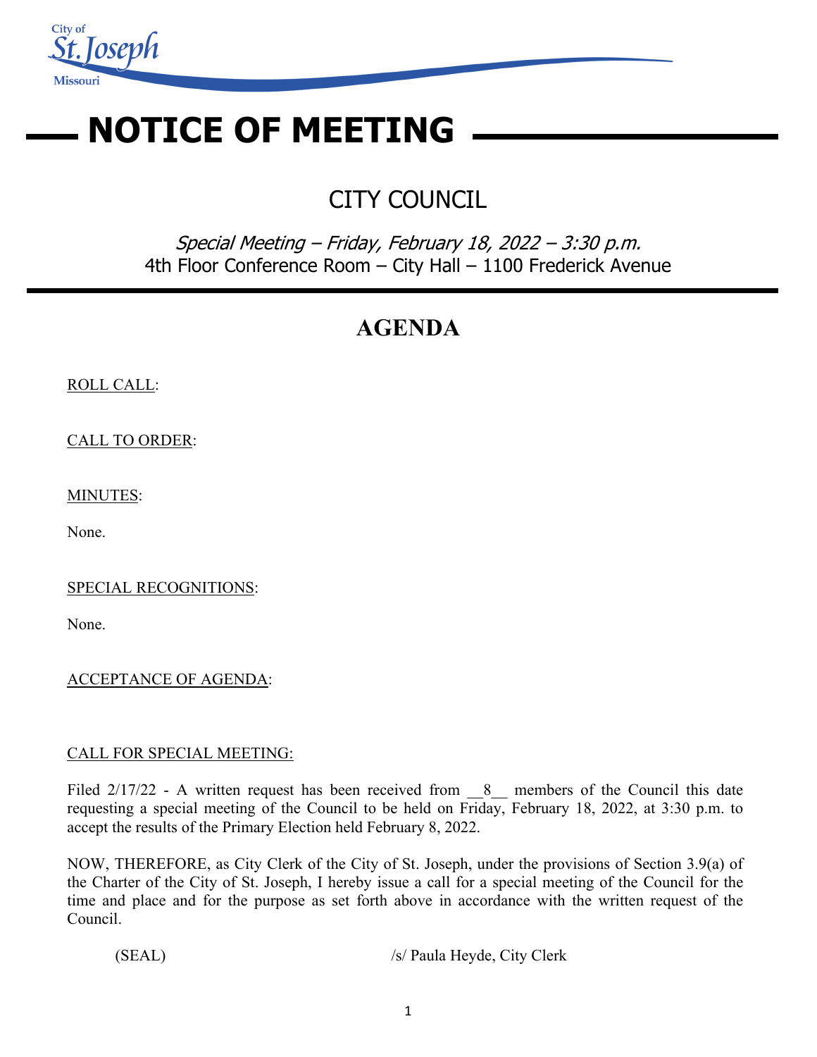City of St. Joseph Missouri

# NOTICE OF MEETING

## CITY COUNCIL

*Special Meeting – Friday, February 18, 2022 – 3:30 p.m.*
4th Floor Conference Room – City Hall – 1100 Frederick Avenue

## AGENDA

ROLL CALL:

CALL TO ORDER:

MINUTES:

None.

SPECIAL RECOGNITIONS:

None.

ACCEPTANCE OF AGENDA:

CALL FOR SPECIAL MEETING:

Filed 2/17/22 - A written request has been received from __8__ members of the Council this date requesting a special meeting of the Council to be held on Friday, February 18, 2022, at 3:30 p.m. to accept the results of the Primary Election held February 8, 2022.

NOW, THEREFORE, as City Clerk of the City of St. Joseph, under the provisions of Section 3.9(a) of the Charter of the City of St. Joseph, I hereby issue a call for a special meeting of the Council for the time and place and for the purpose as set forth above in accordance with the written request of the Council.

(SEAL) /s/ Paula Heyde, City Clerk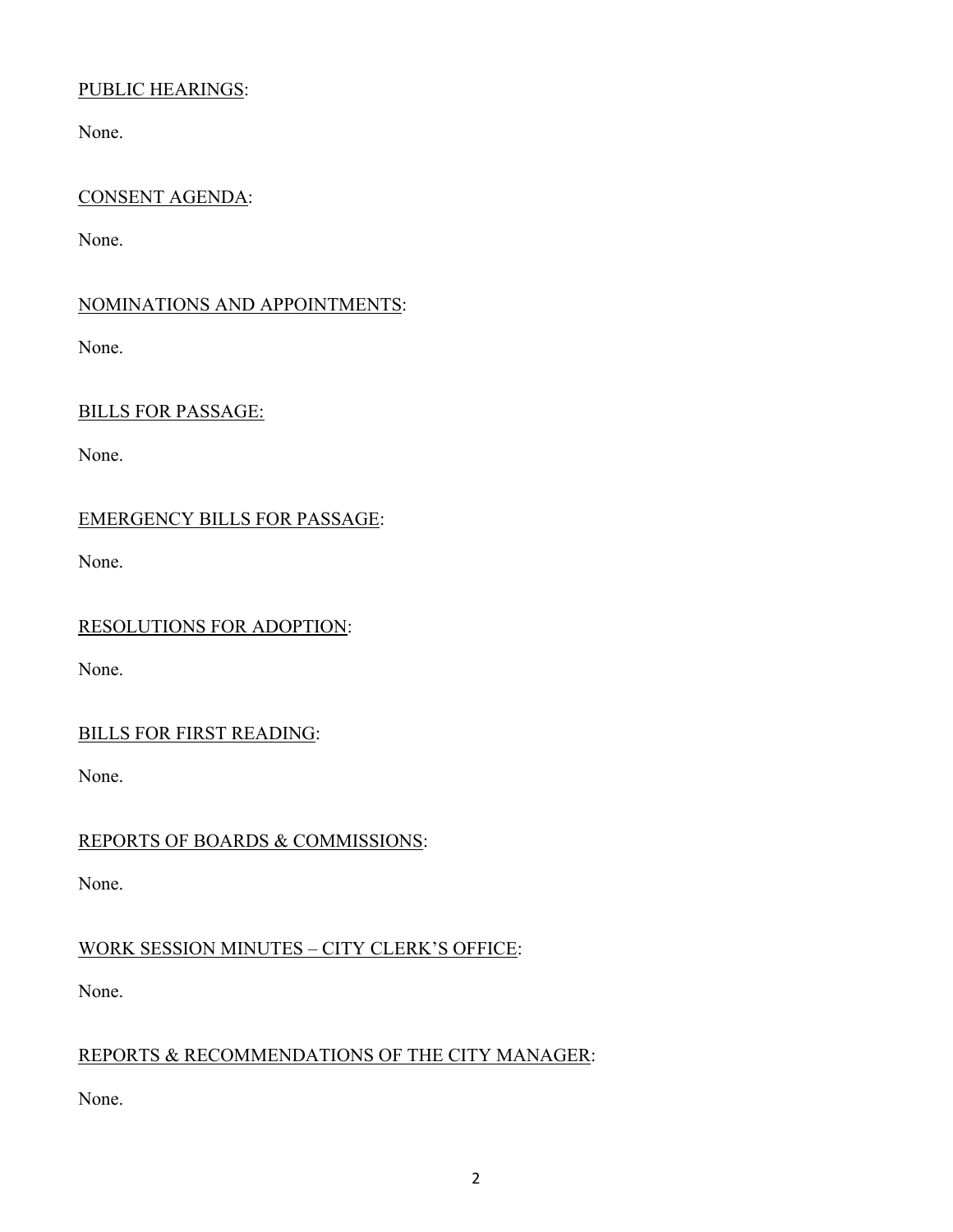PUBLIC HEARINGS:

None.

CONSENT AGENDA:

None.

NOMINATIONS AND APPOINTMENTS:

None.

BILLS FOR PASSAGE:

None.

EMERGENCY BILLS FOR PASSAGE:

None.

RESOLUTIONS FOR ADOPTION:

None.

BILLS FOR FIRST READING:

None.

REPORTS OF BOARDS & COMMISSIONS:

None.

WORK SESSION MINUTES – CITY CLERK'S OFFICE:

None.

REPORTS & RECOMMENDATIONS OF THE CITY MANAGER:

None.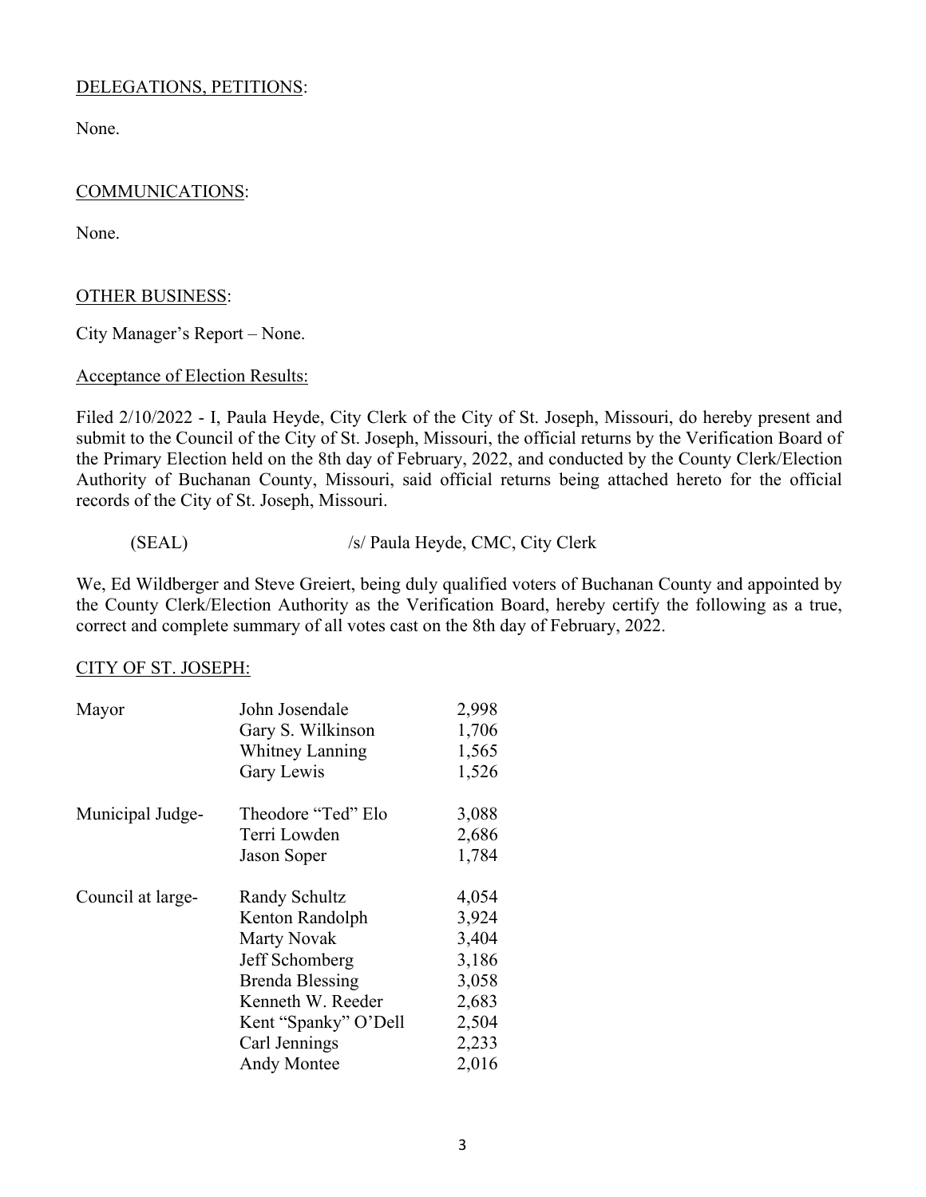<u>DELEGATIONS, PETITIONS</u>:

None.

<u>COMMUNICATIONS</u>:

None.

<u>OTHER BUSINESS</u>:

City Manager's Report – None.

<u>Acceptance of Election Results:</u>

Filed 2/10/2022 - I, Paula Heyde, City Clerk of the City of St. Joseph, Missouri, do hereby present and submit to the Council of the City of St. Joseph, Missouri, the official returns by the Verification Board of the Primary Election held on the 8th day of February, 2022, and conducted by the County Clerk/Election Authority of Buchanan County, Missouri, said official returns being attached hereto for the official records of the City of St. Joseph, Missouri.

(SEAL) /s/ Paula Heyde, CMC, City Clerk

We, Ed Wildberger and Steve Greiert, being duly qualified voters of Buchanan County and appointed by the County Clerk/Election Authority as the Verification Board, hereby certify the following as a true, correct and complete summary of all votes cast on the 8th day of February, 2022.

<u>CITY OF ST. JOSEPH:</u>

| | | |
|---|---|---|
| Mayor | John Josendale | 2,998 |
| | Gary S. Wilkinson | 1,706 |
| | Whitney Lanning | 1,565 |
| | Gary Lewis | 1,526 |
| Municipal Judge- | Theodore "Ted" Elo | 3,088 |
| | Terri Lowden | 2,686 |
| | Jason Soper | 1,784 |
| Council at large- | Randy Schultz | 4,054 |
| | Kenton Randolph | 3,924 |
| | Marty Novak | 3,404 |
| | Jeff Schomberg | 3,186 |
| | Brenda Blessing | 3,058 |
| | Kenneth W. Reeder | 2,683 |
| | Kent "Spanky" O'Dell | 2,504 |
| | Carl Jennings | 2,233 |
| | Andy Montee | 2,016 |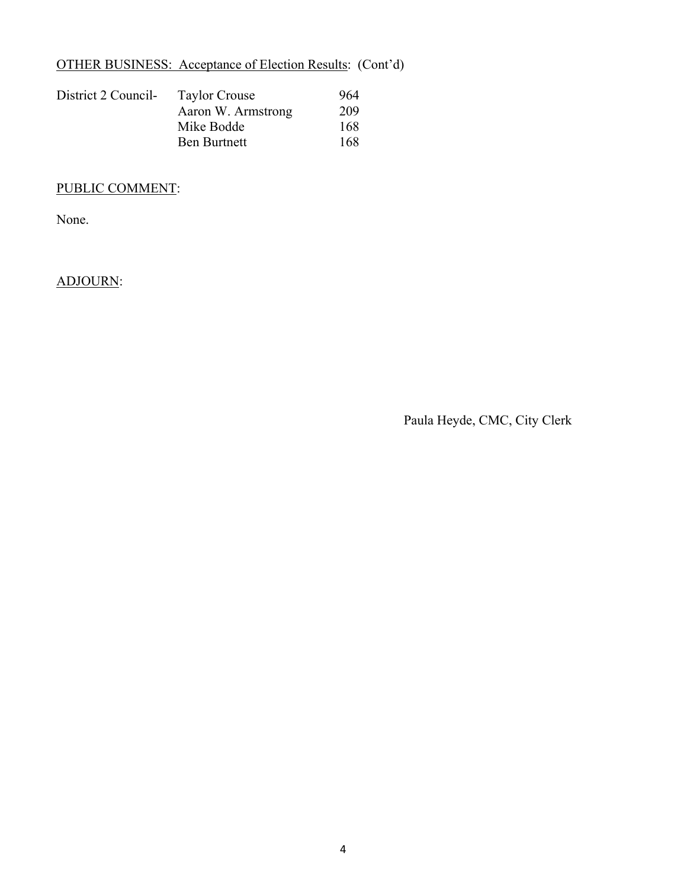<u>OTHER BUSINESS: Acceptance of Election Results</u>: (Cont'd)

| | | |
|---|---|---|
| District 2 Council- | Taylor Crouse | 964 |
| | Aaron W. Armstrong | 209 |
| | Mike Bodde | 168 |
| | Ben Burtnett | 168 |

<u>PUBLIC COMMENT</u>:

None.

<u>ADJOURN</u>:

Paula Heyde, CMC, City Clerk